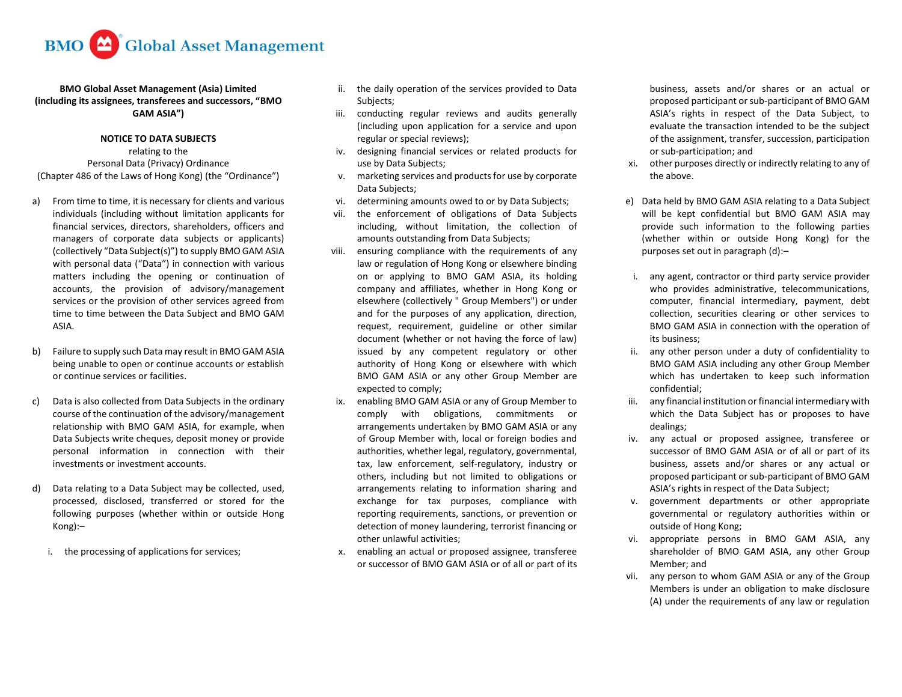**BMO Global Asset Management (Asia) Limited**
**(including its assignees, transferees and successors, "BMO GAM ASIA")**

**NOTICE TO DATA SUBJECTS**
relating to the
Personal Data (Privacy) Ordinance
(Chapter 486 of the Laws of Hong Kong) (the "Ordinance")

a) From time to time, it is necessary for clients and various individuals (including without limitation applicants for financial services, directors, shareholders, officers and managers of corporate data subjects or applicants) (collectively "Data Subject(s)") to supply BMO GAM ASIA with personal data ("Data") in connection with various matters including the opening or continuation of accounts, the provision of advisory/management services or the provision of other services agreed from time to time between the Data Subject and BMO GAM ASIA.

b) Failure to supply such Data may result in BMO GAM ASIA being unable to open or continue accounts or establish or continue services or facilities.

c) Data is also collected from Data Subjects in the ordinary course of the continuation of the advisory/management relationship with BMO GAM ASIA, for example, when Data Subjects write cheques, deposit money or provide personal information in connection with their investments or investment accounts.

d) Data relating to a Data Subject may be collected, used, processed, disclosed, transferred or stored for the following purposes (whether within or outside Hong Kong):–

   i. the processing of applications for services;
   ii. the daily operation of the services provided to Data Subjects;
   iii. conducting regular reviews and audits generally (including upon application for a service and upon regular or special reviews);
   iv. designing financial services or related products for use by Data Subjects;
   v. marketing services and products for use by corporate Data Subjects;
   vi. determining amounts owed to or by Data Subjects;
   vii. the enforcement of obligations of Data Subjects including, without limitation, the collection of amounts outstanding from Data Subjects;
   viii. ensuring compliance with the requirements of any law or regulation of Hong Kong or elsewhere binding on or applying to BMO GAM ASIA, its holding company and affiliates, whether in Hong Kong or elsewhere (collectively " Group Members") or under and for the purposes of any application, direction, request, requirement, guideline or other similar document (whether or not having the force of law) issued by any competent regulatory or other authority of Hong Kong or elsewhere with which BMO GAM ASIA or any other Group Member are expected to comply;
   ix. enabling BMO GAM ASIA or any of Group Member to comply with obligations, commitments or arrangements undertaken by BMO GAM ASIA or any of Group Member with, local or foreign bodies and authorities, whether legal, regulatory, governmental, tax, law enforcement, self-regulatory, industry or others, including but not limited to obligations or arrangements relating to information sharing and exchange for tax purposes, compliance with reporting requirements, sanctions, or prevention or detection of money laundering, terrorist financing or other unlawful activities;
   x. enabling an actual or proposed assignee, transferee or successor of BMO GAM ASIA or of all or part of its business, assets and/or shares or an actual or proposed participant or sub-participant of BMO GAM ASIA's rights in respect of the Data Subject, to evaluate the transaction intended to be the subject of the assignment, transfer, succession, participation or sub-participation; and
   xi. other purposes directly or indirectly relating to any of the above.

e) Data held by BMO GAM ASIA relating to a Data Subject will be kept confidential but BMO GAM ASIA may provide such information to the following parties (whether within or outside Hong Kong) for the purposes set out in paragraph (d):–

   i. any agent, contractor or third party service provider who provides administrative, telecommunications, computer, financial intermediary, payment, debt collection, securities clearing or other services to BMO GAM ASIA in connection with the operation of its business;
   ii. any other person under a duty of confidentiality to BMO GAM ASIA including any other Group Member which has undertaken to keep such information confidential;
   iii. any financial institution or financial intermediary with which the Data Subject has or proposes to have dealings;
   iv. any actual or proposed assignee, transferee or successor of BMO GAM ASIA or of all or part of its business, assets and/or shares or any actual or proposed participant or sub-participant of BMO GAM ASIA's rights in respect of the Data Subject;
   v. government departments or other appropriate governmental or regulatory authorities within or outside of Hong Kong;
   vi. appropriate persons in BMO GAM ASIA, any shareholder of BMO GAM ASIA, any other Group Member; and
   vii. any person to whom GAM ASIA or any of the Group Members is under an obligation to make disclosure (A) under the requirements of any law or regulation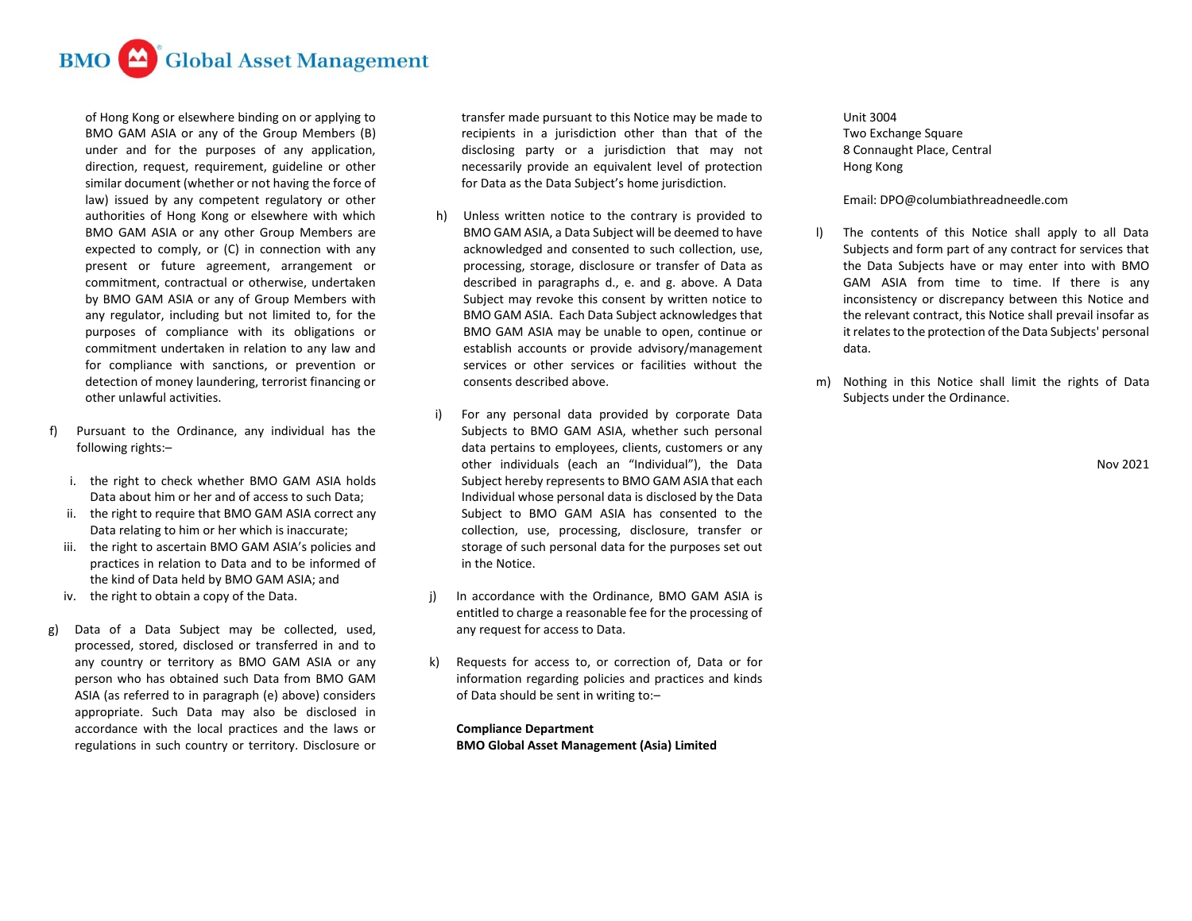of Hong Kong or elsewhere binding on or applying to BMO GAM ASIA or any of the Group Members (B) under and for the purposes of any application, direction, request, requirement, guideline or other similar document (whether or not having the force of law) issued by any competent regulatory or other authorities of Hong Kong or elsewhere with which BMO GAM ASIA or any other Group Members are expected to comply, or (C) in connection with any present or future agreement, arrangement or commitment, contractual or otherwise, undertaken by BMO GAM ASIA or any of Group Members with any regulator, including but not limited to, for the purposes of compliance with its obligations or commitment undertaken in relation to any law and for compliance with sanctions, or prevention or detection of money laundering, terrorist financing or other unlawful activities.

f) Pursuant to the Ordinance, any individual has the following rights:–

   i. the right to check whether BMO GAM ASIA holds Data about him or her and of access to such Data;
   ii. the right to require that BMO GAM ASIA correct any Data relating to him or her which is inaccurate;
   iii. the right to ascertain BMO GAM ASIA's policies and practices in relation to Data and to be informed of the kind of Data held by BMO GAM ASIA; and
   iv. the right to obtain a copy of the Data.

g) Data of a Data Subject may be collected, used, processed, stored, disclosed or transferred in and to any country or territory as BMO GAM ASIA or any person who has obtained such Data from BMO GAM ASIA (as referred to in paragraph (e) above) considers appropriate. Such Data may also be disclosed in accordance with the local practices and the laws or regulations in such country or territory. Disclosure or transfer made pursuant to this Notice may be made to recipients in a jurisdiction other than that of the disclosing party or a jurisdiction that may not necessarily provide an equivalent level of protection for Data as the Data Subject's home jurisdiction.

h) Unless written notice to the contrary is provided to BMO GAM ASIA, a Data Subject will be deemed to have acknowledged and consented to such collection, use, processing, storage, disclosure or transfer of Data as described in paragraphs d., e. and g. above. A Data Subject may revoke this consent by written notice to BMO GAM ASIA. Each Data Subject acknowledges that BMO GAM ASIA may be unable to open, continue or establish accounts or provide advisory/management services or other services or facilities without the consents described above.

i) For any personal data provided by corporate Data Subjects to BMO GAM ASIA, whether such personal data pertains to employees, clients, customers or any other individuals (each an "Individual"), the Data Subject hereby represents to BMO GAM ASIA that each Individual whose personal data is disclosed by the Data Subject to BMO GAM ASIA has consented to the collection, use, processing, disclosure, transfer or storage of such personal data for the purposes set out in the Notice.

j) In accordance with the Ordinance, BMO GAM ASIA is entitled to charge a reasonable fee for the processing of any request for access to Data.

k) Requests for access to, or correction of, Data or for information regarding policies and practices and kinds of Data should be sent in writing to:–

   **Compliance Department**
   **BMO Global Asset Management (Asia) Limited**
   Unit 3004
   Two Exchange Square
   8 Connaught Place, Central
   Hong Kong

   Email: DPO@columbiathreadneedle.com

l) The contents of this Notice shall apply to all Data Subjects and form part of any contract for services that the Data Subjects have or may enter into with BMO GAM ASIA from time to time. If there is any inconsistency or discrepancy between this Notice and the relevant contract, this Notice shall prevail insofar as it relates to the protection of the Data Subjects' personal data.

m) Nothing in this Notice shall limit the rights of Data Subjects under the Ordinance.

Nov 2021